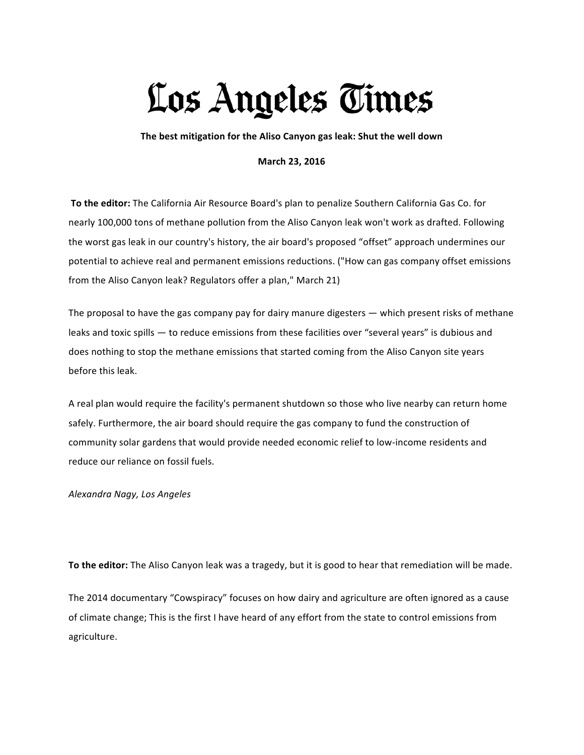# Los Angeles Times

**The best mitigation for the Aliso Canyon gas leak: Shut the well down**

**March 23, 2016**

**To the editor:** The California Air Resource Board's plan to penalize Southern California Gas Co. for nearly 100,000 tons of methane pollution from the Aliso Canyon leak won't work as drafted. Following the worst gas leak in our country's history, the air board's proposed "offset" approach undermines our potential to achieve real and permanent emissions reductions. ("How can gas company offset emissions from the Aliso Canyon leak? Regulators offer a plan," March 21)

The proposal to have the gas company pay for dairy manure digesters — which present risks of methane leaks and toxic spills — to reduce emissions from these facilities over "several years" is dubious and does nothing to stop the methane emissions that started coming from the Aliso Canyon site years before this leak.

A real plan would require the facility's permanent shutdown so those who live nearby can return home safely. Furthermore, the air board should require the gas company to fund the construction of community solar gardens that would provide needed economic relief to low-income residents and reduce our reliance on fossil fuels.

*Alexandra Nagy, Los Angeles*

**To the editor:** The Aliso Canyon leak was a tragedy, but it is good to hear that remediation will be made.

The 2014 documentary "Cowspiracy" focuses on how dairy and agriculture are often ignored as a cause of climate change; This is the first I have heard of any effort from the state to control emissions from agriculture.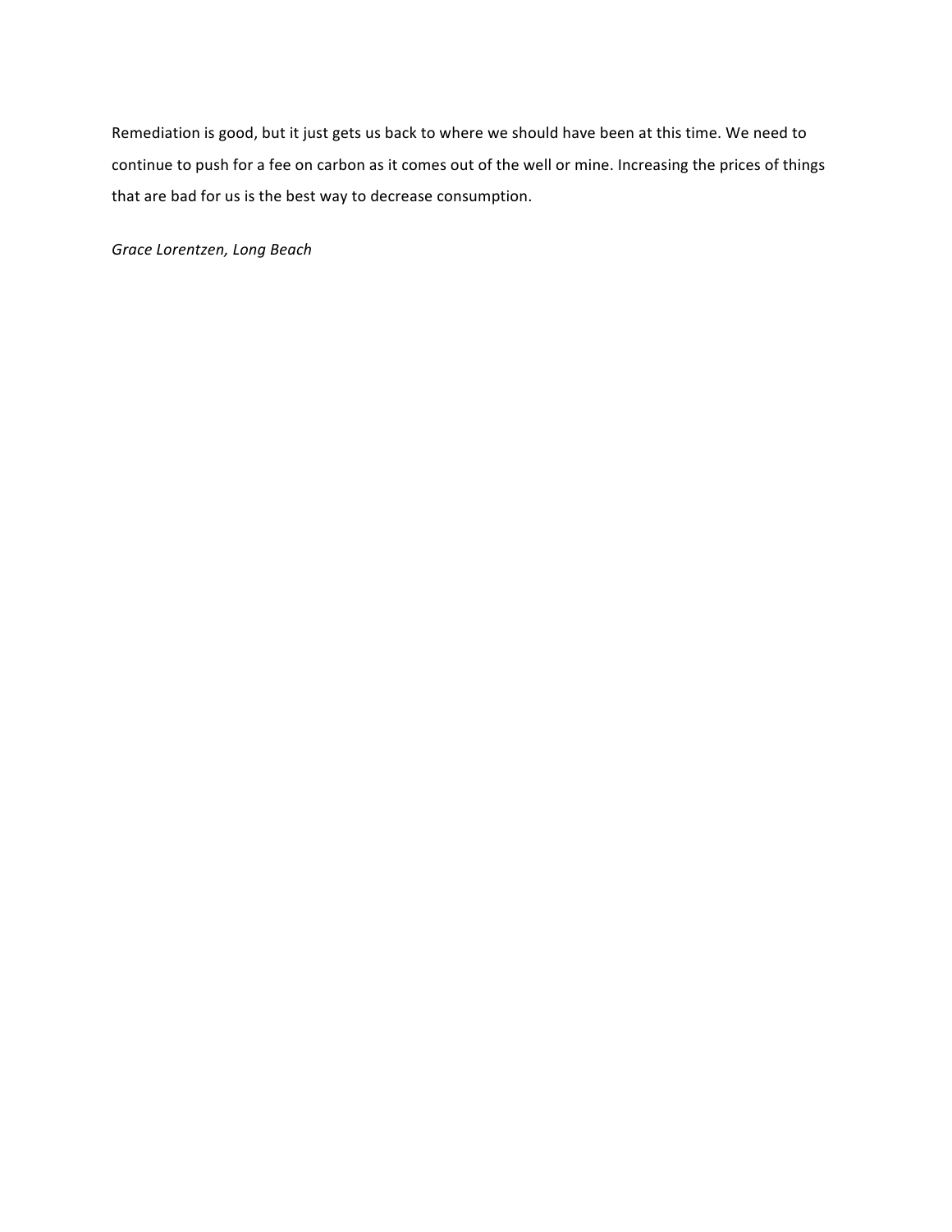Remediation is good, but it just gets us back to where we should have been at this time. We need to continue to push for a fee on carbon as it comes out of the well or mine. Increasing the prices of things that are bad for us is the best way to decrease consumption.

*Grace Lorentzen, Long Beach*